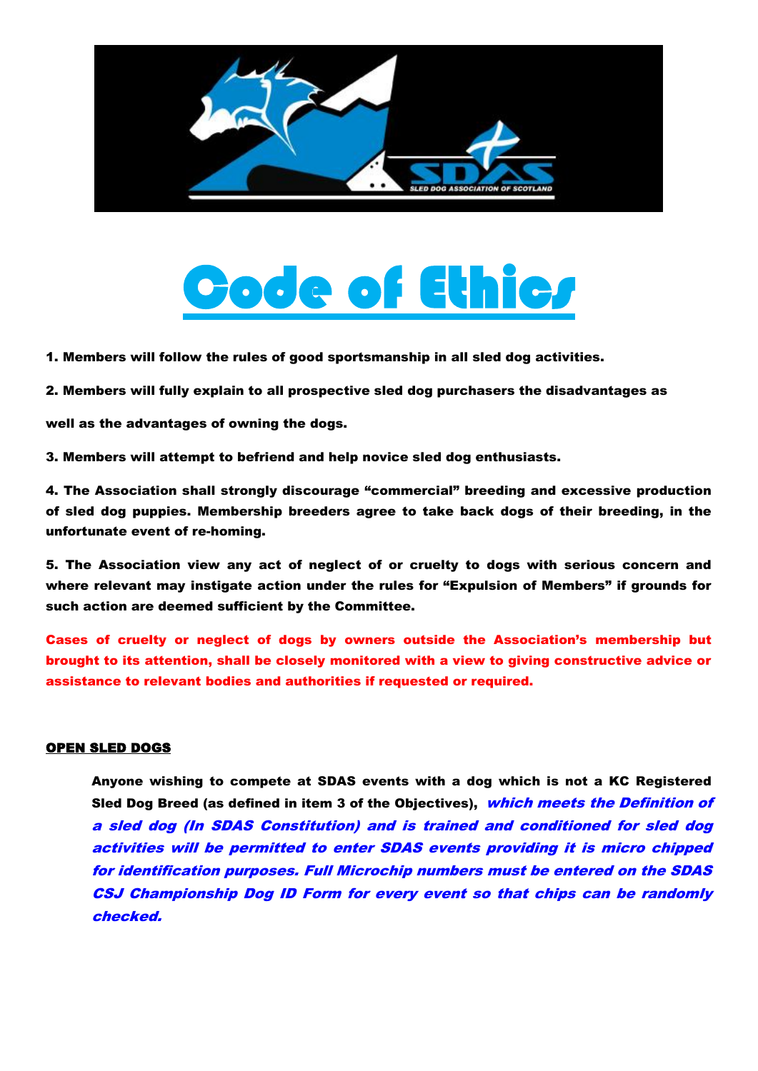# Code of Ethics

**1. Members will follow the rules of good sportsmanship in all sled dog activities.**

**2. Members will fully explain to all prospective sled dog purchasers the disadvantages as well as the advantages of owning the dogs.**

**3. Members will attempt to befriend and help novice sled dog enthusiasts.**

**4. The Association shall strongly discourage "commercial" breeding and excessive production of sled dog puppies. Membership breeders agree to take back dogs of their breeding, in the unfortunate event of re-homing.**

**5. The Association view any act of neglect of or cruelty to dogs with serious concern and where relevant may instigate action under the rules for "Expulsion of Members" if grounds for such action are deemed sufficient by the Committee.**

**Cases of cruelty or neglect of dogs by owners outside the Association's membership but brought to its attention, shall be closely monitored with a view to giving constructive advice or assistance to relevant bodies and authorities if requested or required.**

## OPEN SLED DOGS

**Anyone wishing to compete at SDAS events with a dog which is not a KC Registered Sled Dog Breed (as defined in item 3 of the Objectives),** ***which meets the Definition of a sled dog (In SDAS Constitution) and is trained and conditioned for sled dog activities will be permitted to enter SDAS events providing it is micro chipped for identification purposes. Full Microchip numbers must be entered on the SDAS CSJ Championship Dog ID Form for every event so that chips can be randomly checked.***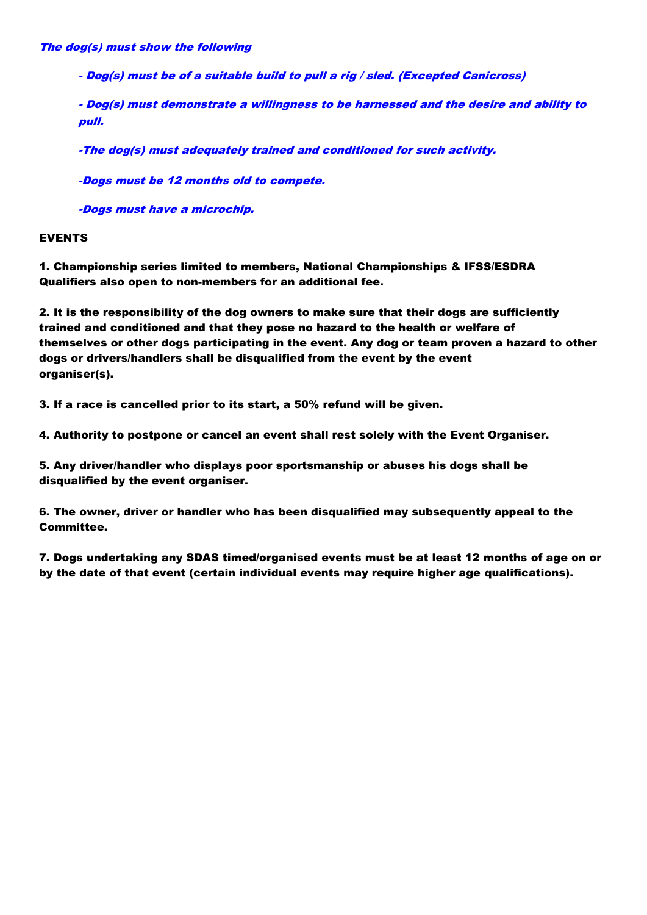***The dog(s) must show the following***

- ***Dog(s) must be of a suitable build to pull a rig / sled. (Excepted Canicross)***
- ***Dog(s) must demonstrate a willingness to be harnessed and the desire and ability to pull.***
- ***The dog(s) must adequately trained and conditioned for such activity.***
- ***Dogs must be 12 months old to compete.***
- ***Dogs must have a microchip.***

**EVENTS**

**1. Championship series limited to members, National Championships & IFSS/ESDRA Qualifiers also open to non-members for an additional fee.**

**2. It is the responsibility of the dog owners to make sure that their dogs are sufficiently trained and conditioned and that they pose no hazard to the health or welfare of themselves or other dogs participating in the event. Any dog or team proven a hazard to other dogs or drivers/handlers shall be disqualified from the event by the event organiser(s).**

**3. If a race is cancelled prior to its start, a 50% refund will be given.**

**4. Authority to postpone or cancel an event shall rest solely with the Event Organiser.**

**5. Any driver/handler who displays poor sportsmanship or abuses his dogs shall be disqualified by the event organiser.**

**6. The owner, driver or handler who has been disqualified may subsequently appeal to the Committee.**

**7. Dogs undertaking any SDAS timed/organised events must be at least 12 months of age on or by the date of that event (certain individual events may require higher age qualifications).**